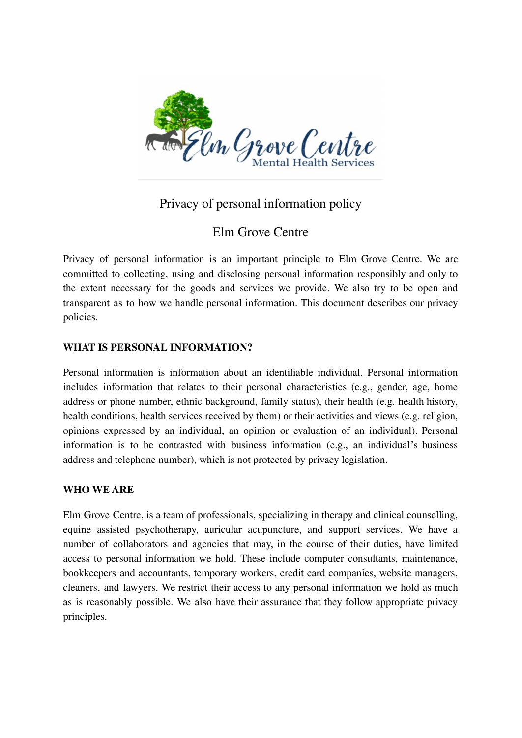Privacy of personal information policy

Elm Grove Centre

Privacy of personal information is an important principle to Elm Grove Centre. We are committed to collecting, using and disclosing personal information responsibly and only to the extent necessary for the goods and services we provide. We also try to be open and transparent as to how we handle personal information. This document describes our privacy policies.

**WHAT IS PERSONAL INFORMATION?**

Personal information is information about an identifiable individual. Personal information includes information that relates to their personal characteristics (e.g., gender, age, home address or phone number, ethnic background, family status), their health (e.g. health history, health conditions, health services received by them) or their activities and views (e.g. religion, opinions expressed by an individual, an opinion or evaluation of an individual). Personal information is to be contrasted with business information (e.g., an individual's business address and telephone number), which is not protected by privacy legislation.

**WHO WE ARE**

Elm Grove Centre, is a team of professionals, specializing in therapy and clinical counselling, equine assisted psychotherapy, auricular acupuncture, and support services. We have a number of collaborators and agencies that may, in the course of their duties, have limited access to personal information we hold. These include computer consultants, maintenance, bookkeepers and accountants, temporary workers, credit card companies, website managers, cleaners, and lawyers. We restrict their access to any personal information we hold as much as is reasonably possible. We also have their assurance that they follow appropriate privacy principles.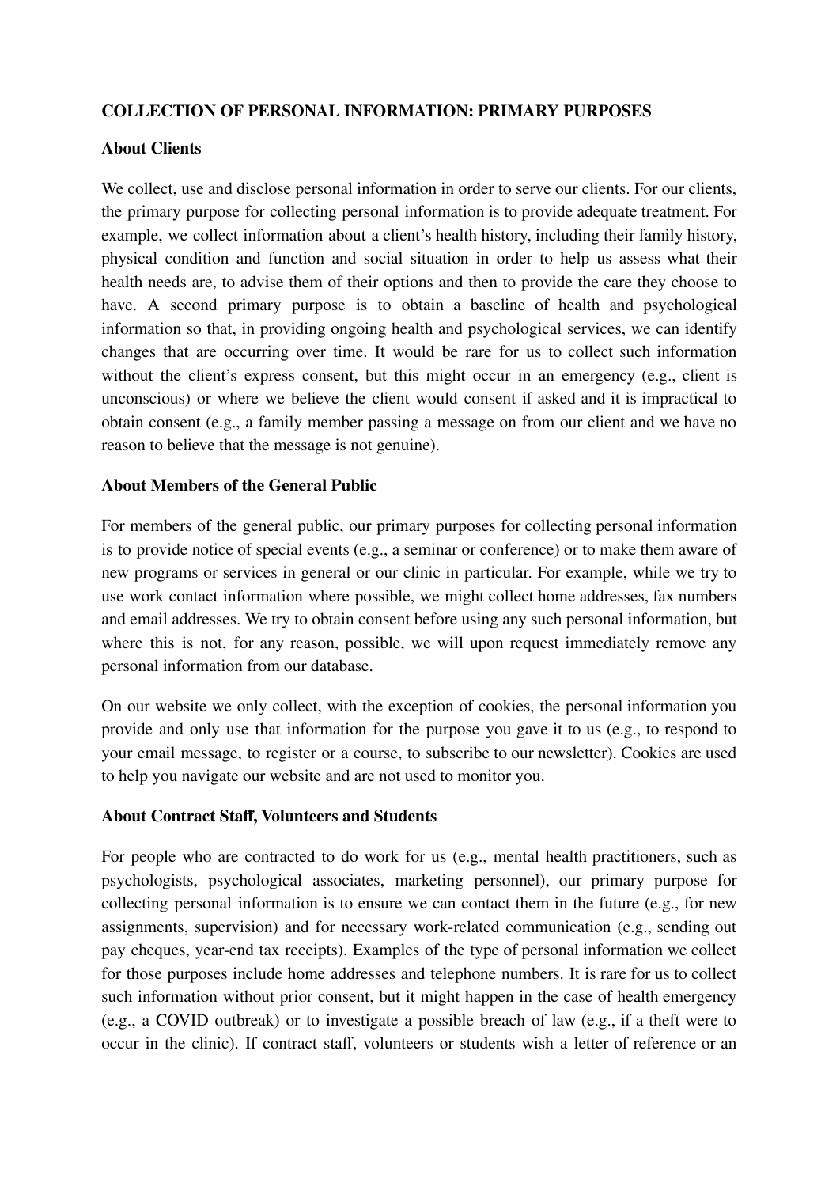**COLLECTION OF PERSONAL INFORMATION: PRIMARY PURPOSES**

**About Clients**

We collect, use and disclose personal information in order to serve our clients. For our clients, the primary purpose for collecting personal information is to provide adequate treatment. For example, we collect information about a client's health history, including their family history, physical condition and function and social situation in order to help us assess what their health needs are, to advise them of their options and then to provide the care they choose to have. A second primary purpose is to obtain a baseline of health and psychological information so that, in providing ongoing health and psychological services, we can identify changes that are occurring over time. It would be rare for us to collect such information without the client's express consent, but this might occur in an emergency (e.g., client is unconscious) or where we believe the client would consent if asked and it is impractical to obtain consent (e.g., a family member passing a message on from our client and we have no reason to believe that the message is not genuine).

**About Members of the General Public**

For members of the general public, our primary purposes for collecting personal information is to provide notice of special events (e.g., a seminar or conference) or to make them aware of new programs or services in general or our clinic in particular. For example, while we try to use work contact information where possible, we might collect home addresses, fax numbers and email addresses. We try to obtain consent before using any such personal information, but where this is not, for any reason, possible, we will upon request immediately remove any personal information from our database.

On our website we only collect, with the exception of cookies, the personal information you provide and only use that information for the purpose you gave it to us (e.g., to respond to your email message, to register or a course, to subscribe to our newsletter). Cookies are used to help you navigate our website and are not used to monitor you.

**About Contract Staff, Volunteers and Students**

For people who are contracted to do work for us (e.g., mental health practitioners, such as psychologists, psychological associates, marketing personnel), our primary purpose for collecting personal information is to ensure we can contact them in the future (e.g., for new assignments, supervision) and for necessary work-related communication (e.g., sending out pay cheques, year-end tax receipts). Examples of the type of personal information we collect for those purposes include home addresses and telephone numbers. It is rare for us to collect such information without prior consent, but it might happen in the case of health emergency (e.g., a COVID outbreak) or to investigate a possible breach of law (e.g., if a theft were to occur in the clinic). If contract staff, volunteers or students wish a letter of reference or an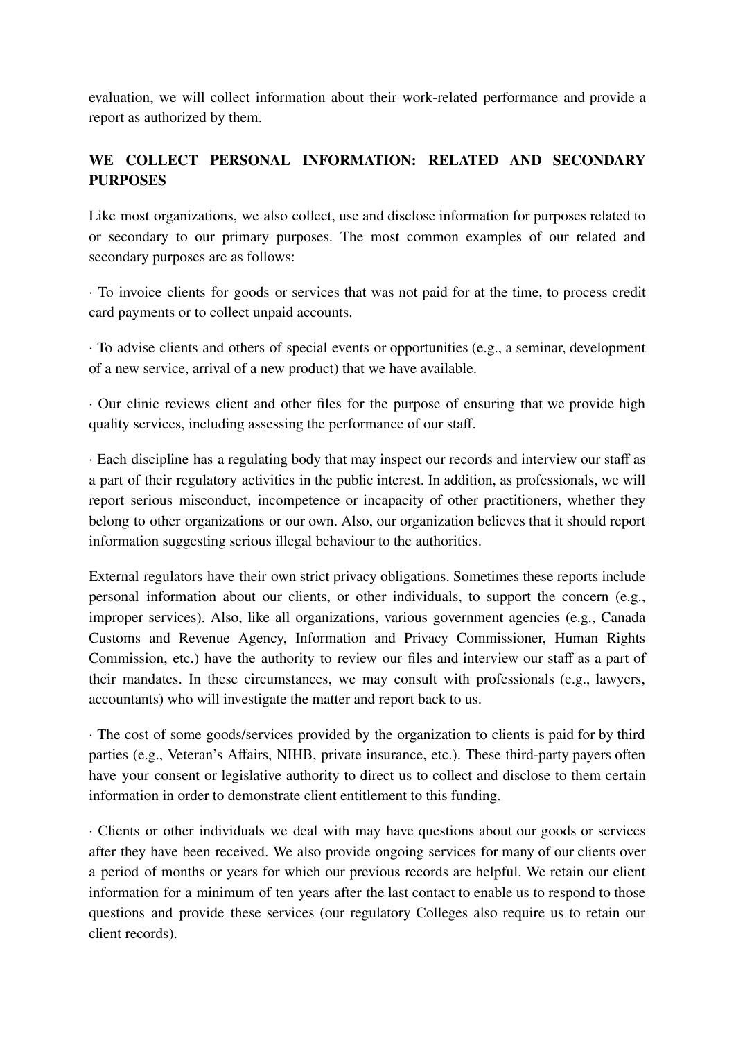evaluation, we will collect information about their work-related performance and provide a report as authorized by them.

## WE COLLECT PERSONAL INFORMATION: RELATED AND SECONDARY PURPOSES

Like most organizations, we also collect, use and disclose information for purposes related to or secondary to our primary purposes. The most common examples of our related and secondary purposes are as follows:

· To invoice clients for goods or services that was not paid for at the time, to process credit card payments or to collect unpaid accounts.

· To advise clients and others of special events or opportunities (e.g., a seminar, development of a new service, arrival of a new product) that we have available.

· Our clinic reviews client and other files for the purpose of ensuring that we provide high quality services, including assessing the performance of our staff.

· Each discipline has a regulating body that may inspect our records and interview our staff as a part of their regulatory activities in the public interest. In addition, as professionals, we will report serious misconduct, incompetence or incapacity of other practitioners, whether they belong to other organizations or our own. Also, our organization believes that it should report information suggesting serious illegal behaviour to the authorities.

External regulators have their own strict privacy obligations. Sometimes these reports include personal information about our clients, or other individuals, to support the concern (e.g., improper services). Also, like all organizations, various government agencies (e.g., Canada Customs and Revenue Agency, Information and Privacy Commissioner, Human Rights Commission, etc.) have the authority to review our files and interview our staff as a part of their mandates. In these circumstances, we may consult with professionals (e.g., lawyers, accountants) who will investigate the matter and report back to us.

· The cost of some goods/services provided by the organization to clients is paid for by third parties (e.g., Veteran's Affairs, NIHB, private insurance, etc.). These third-party payers often have your consent or legislative authority to direct us to collect and disclose to them certain information in order to demonstrate client entitlement to this funding.

· Clients or other individuals we deal with may have questions about our goods or services after they have been received. We also provide ongoing services for many of our clients over a period of months or years for which our previous records are helpful. We retain our client information for a minimum of ten years after the last contact to enable us to respond to those questions and provide these services (our regulatory Colleges also require us to retain our client records).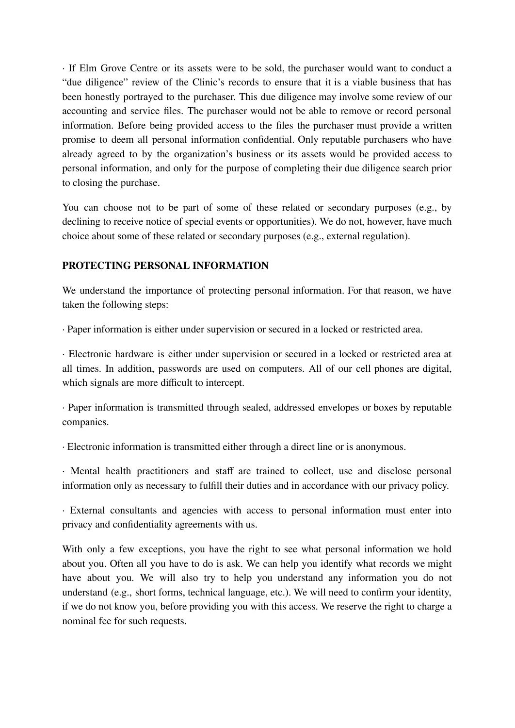· If Elm Grove Centre or its assets were to be sold, the purchaser would want to conduct a "due diligence" review of the Clinic's records to ensure that it is a viable business that has been honestly portrayed to the purchaser. This due diligence may involve some review of our accounting and service files. The purchaser would not be able to remove or record personal information. Before being provided access to the files the purchaser must provide a written promise to deem all personal information confidential. Only reputable purchasers who have already agreed to by the organization's business or its assets would be provided access to personal information, and only for the purpose of completing their due diligence search prior to closing the purchase.

You can choose not to be part of some of these related or secondary purposes (e.g., by declining to receive notice of special events or opportunities). We do not, however, have much choice about some of these related or secondary purposes (e.g., external regulation).

**PROTECTING PERSONAL INFORMATION**

We understand the importance of protecting personal information. For that reason, we have taken the following steps:

· Paper information is either under supervision or secured in a locked or restricted area.

· Electronic hardware is either under supervision or secured in a locked or restricted area at all times. In addition, passwords are used on computers. All of our cell phones are digital, which signals are more difficult to intercept.

· Paper information is transmitted through sealed, addressed envelopes or boxes by reputable companies.

· Electronic information is transmitted either through a direct line or is anonymous.

· Mental health practitioners and staff are trained to collect, use and disclose personal information only as necessary to fulfill their duties and in accordance with our privacy policy.

· External consultants and agencies with access to personal information must enter into privacy and confidentiality agreements with us.

With only a few exceptions, you have the right to see what personal information we hold about you. Often all you have to do is ask. We can help you identify what records we might have about you. We will also try to help you understand any information you do not understand (e.g., short forms, technical language, etc.). We will need to confirm your identity, if we do not know you, before providing you with this access. We reserve the right to charge a nominal fee for such requests.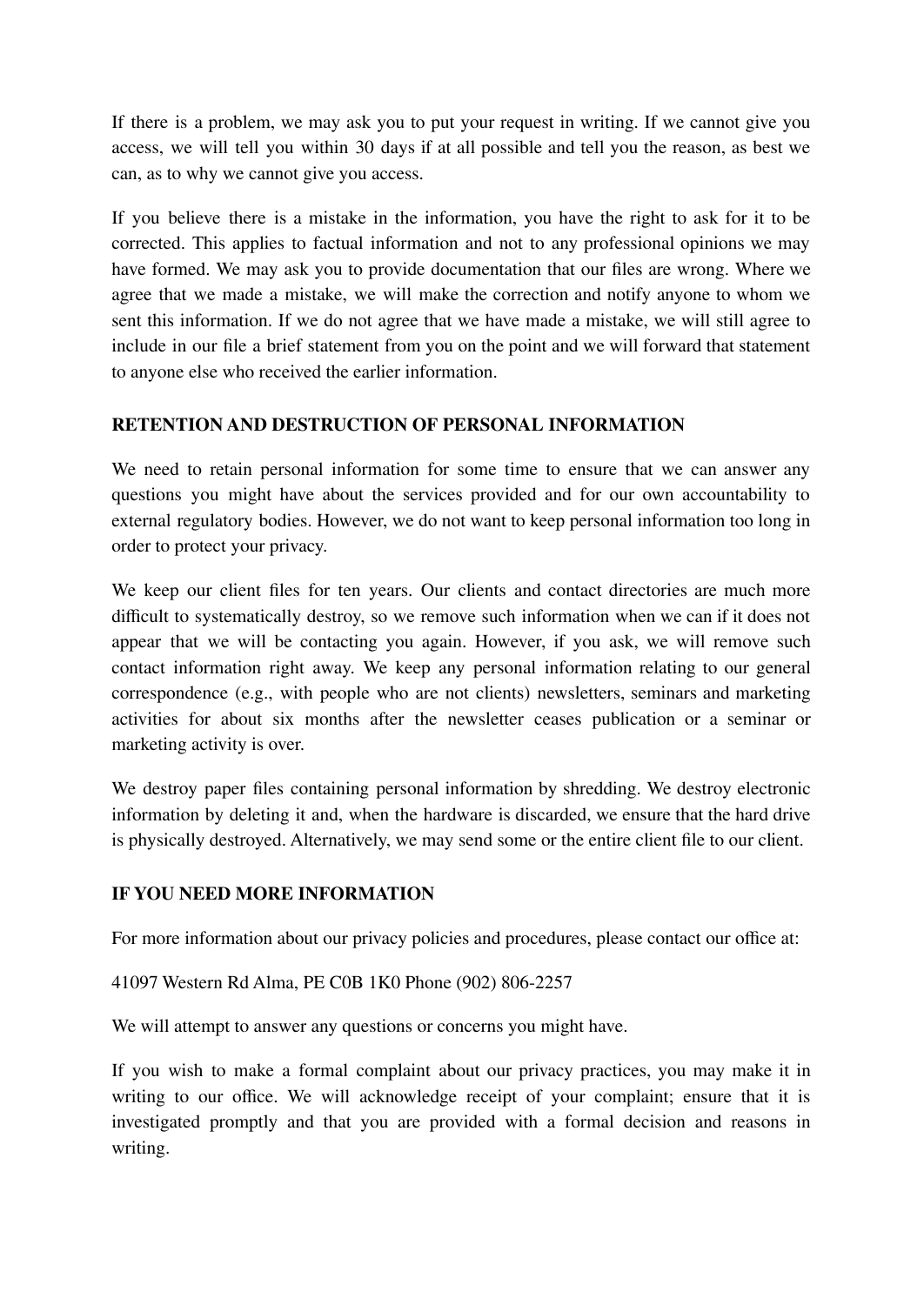If there is a problem, we may ask you to put your request in writing. If we cannot give you access, we will tell you within 30 days if at all possible and tell you the reason, as best we can, as to why we cannot give you access.

If you believe there is a mistake in the information, you have the right to ask for it to be corrected. This applies to factual information and not to any professional opinions we may have formed. We may ask you to provide documentation that our files are wrong. Where we agree that we made a mistake, we will make the correction and notify anyone to whom we sent this information. If we do not agree that we have made a mistake, we will still agree to include in our file a brief statement from you on the point and we will forward that statement to anyone else who received the earlier information.

**RETENTION AND DESTRUCTION OF PERSONAL INFORMATION**

We need to retain personal information for some time to ensure that we can answer any questions you might have about the services provided and for our own accountability to external regulatory bodies. However, we do not want to keep personal information too long in order to protect your privacy.

We keep our client files for ten years. Our clients and contact directories are much more difficult to systematically destroy, so we remove such information when we can if it does not appear that we will be contacting you again. However, if you ask, we will remove such contact information right away. We keep any personal information relating to our general correspondence (e.g., with people who are not clients) newsletters, seminars and marketing activities for about six months after the newsletter ceases publication or a seminar or marketing activity is over.

We destroy paper files containing personal information by shredding. We destroy electronic information by deleting it and, when the hardware is discarded, we ensure that the hard drive is physically destroyed. Alternatively, we may send some or the entire client file to our client.

**IF YOU NEED MORE INFORMATION**

For more information about our privacy policies and procedures, please contact our office at:

41097 Western Rd Alma, PE C0B 1K0 Phone (902) 806-2257

We will attempt to answer any questions or concerns you might have.

If you wish to make a formal complaint about our privacy practices, you may make it in writing to our office. We will acknowledge receipt of your complaint; ensure that it is investigated promptly and that you are provided with a formal decision and reasons in writing.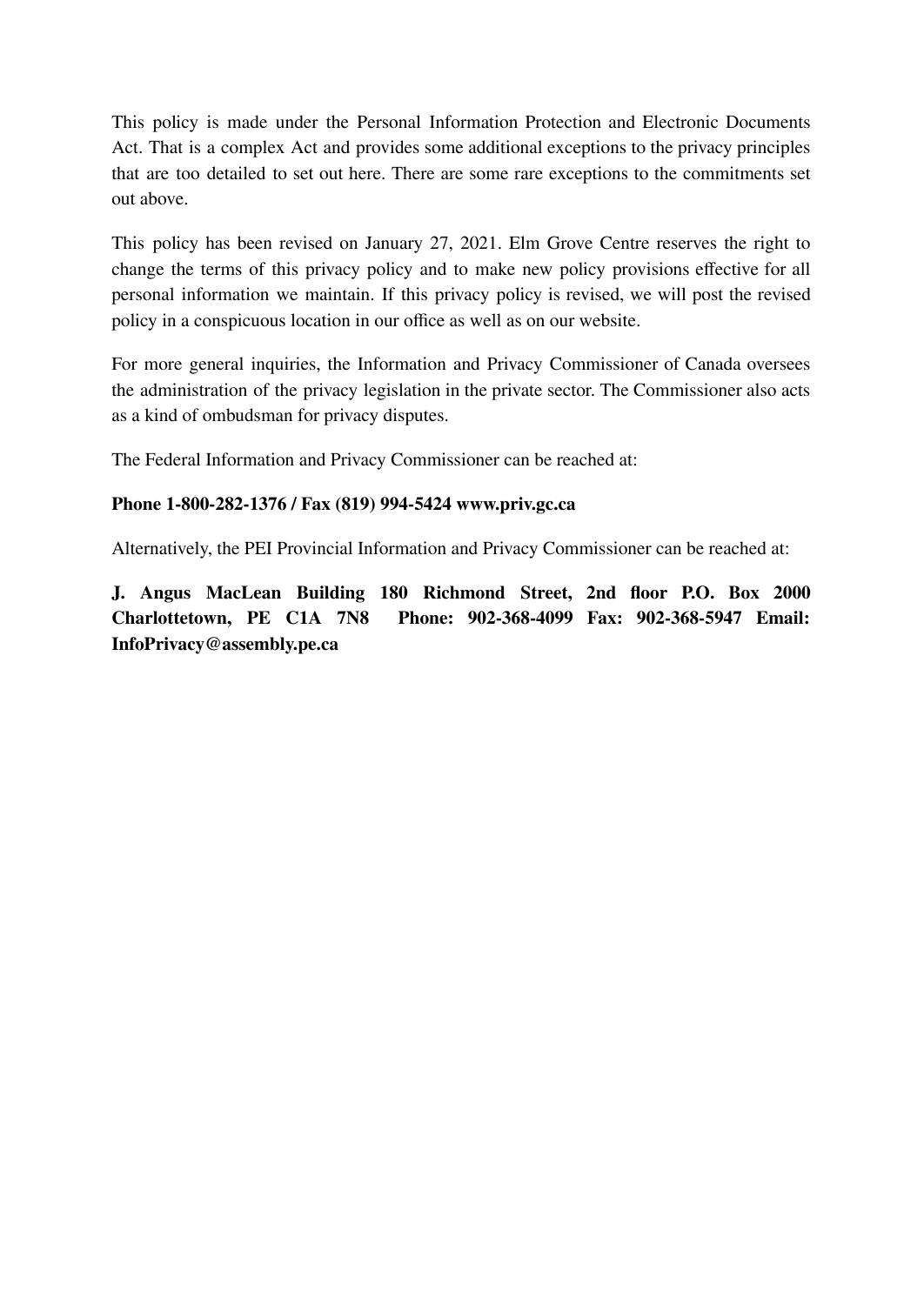This policy is made under the Personal Information Protection and Electronic Documents Act. That is a complex Act and provides some additional exceptions to the privacy principles that are too detailed to set out here. There are some rare exceptions to the commitments set out above.

This policy has been revised on January 27, 2021. Elm Grove Centre reserves the right to change the terms of this privacy policy and to make new policy provisions effective for all personal information we maintain. If this privacy policy is revised, we will post the revised policy in a conspicuous location in our office as well as on our website.

For more general inquiries, the Information and Privacy Commissioner of Canada oversees the administration of the privacy legislation in the private sector. The Commissioner also acts as a kind of ombudsman for privacy disputes.

The Federal Information and Privacy Commissioner can be reached at:

**Phone 1-800-282-1376 / Fax (819) 994-5424 www.priv.gc.ca**

Alternatively, the PEI Provincial Information and Privacy Commissioner can be reached at:

**J. Angus MacLean Building 180 Richmond Street, 2nd floor P.O. Box 2000 Charlottetown, PE C1A 7N8 Phone: 902-368-4099 Fax: 902-368-5947 Email: InfoPrivacy@assembly.pe.ca**